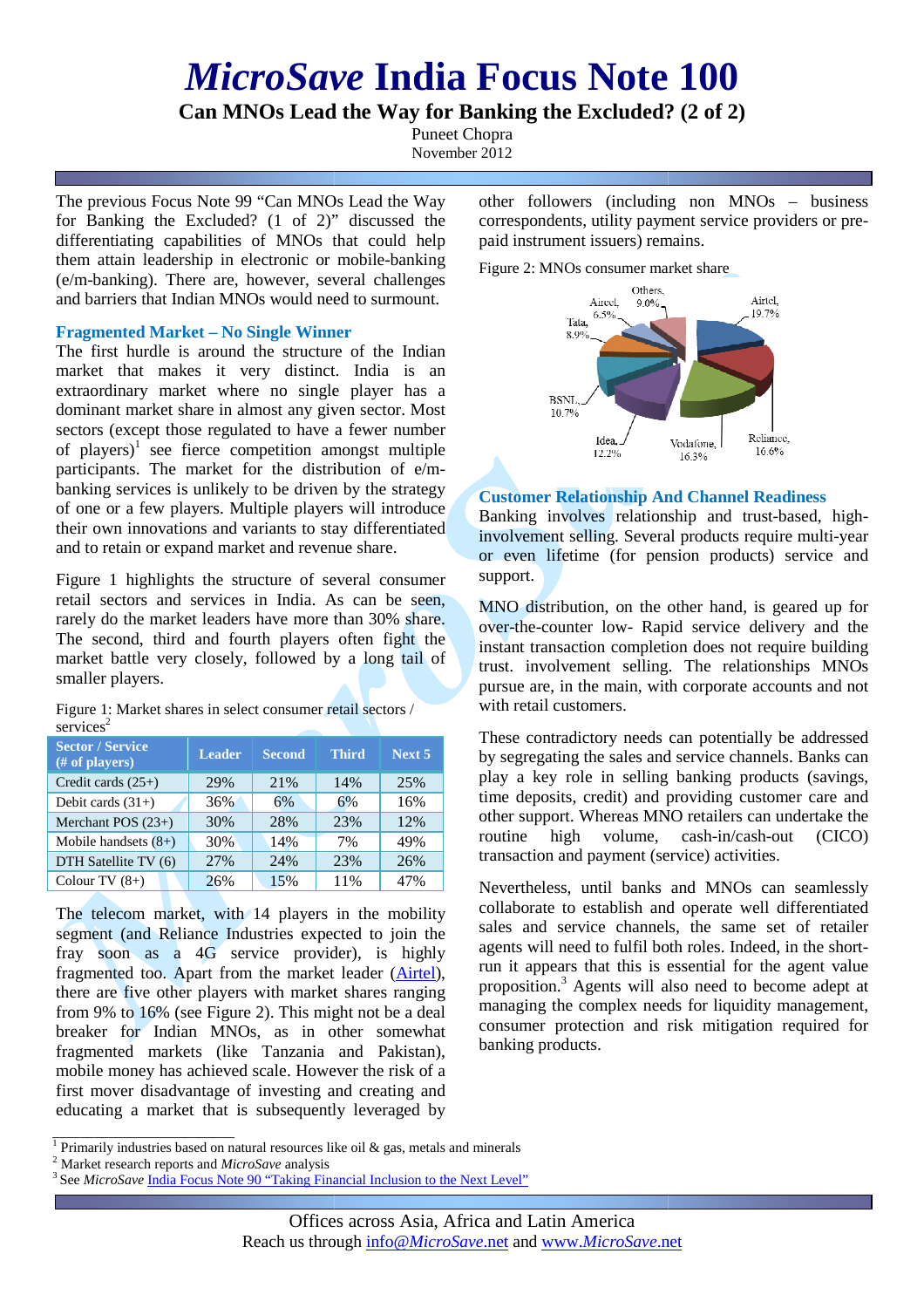# *MicroSave* India Focus Note 100

## Can MNOs Lead the Way for Banking the Excluded? (2 of 2)

Puneet Chopra
November 2012

The previous Focus Note 99 "Can MNOs Lead the Way for Banking the Excluded? (1 of 2)" discussed the differentiating capabilities of MNOs that could help them attain leadership in electronic or mobile-banking (e/m-banking). There are, however, several challenges and barriers that Indian MNOs would need to surmount.

### Fragmented Market – No Single Winner

The first hurdle is around the structure of the Indian market that makes it very distinct. India is an extraordinary market where no single player has a dominant market share in almost any given sector. Most sectors (except those regulated to have a fewer number of players)[1] see fierce competition amongst multiple participants. The market for the distribution of e/m-banking services is unlikely to be driven by the strategy of one or a few players. Multiple players will introduce their own innovations and variants to stay differentiated and to retain or expand market and revenue share.

Figure 1 highlights the structure of several consumer retail sectors and services in India. As can be seen, rarely do the market leaders have more than 30% share. The second, third and fourth players often fight the market battle very closely, followed by a long tail of smaller players.

Figure 1: Market shares in select consumer retail sectors / services[2]

| Sector / Service (# of players) | Leader | Second | Third | Next 5 |
|---|---|---|---|---|
| Credit cards (25+) | 29% | 21% | 14% | 25% |
| Debit cards (31+) | 36% | 6% | 6% | 16% |
| Merchant POS (23+) | 30% | 28% | 23% | 12% |
| Mobile handsets (8+) | 30% | 14% | 7% | 49% |
| DTH Satellite TV (6) | 27% | 24% | 23% | 26% |
| Colour TV (8+) | 26% | 15% | 11% | 47% |

The telecom market, with 14 players in the mobility segment (and Reliance Industries expected to join the fray soon as a 4G service provider), is highly fragmented too. Apart from the market leader (Airtel), there are five other players with market shares ranging from 9% to 16% (see Figure 2). This might not be a deal breaker for Indian MNOs, as in other somewhat fragmented markets (like Tanzania and Pakistan), mobile money has achieved scale. However the risk of a first mover disadvantage of investing and creating and educating a market that is subsequently leveraged by other followers (including non MNOs – business correspondents, utility payment service providers or pre-paid instrument issuers) remains.

Figure 2: MNOs consumer market share

| MNO | Share |
|---|---|
| Airtel | 19.7% |
| Reliance | 16.6% |
| Vodafone | 16.3% |
| Idea | 12.2% |
| BSNL | 10.7% |
| Tata | 8.9% |
| Aircel | 6.5% |
| Others | 9.0% |

### Customer Relationship And Channel Readiness

Banking involves relationship and trust-based, high-involvement selling. Several products require multi-year or even lifetime (for pension products) service and support.

MNO distribution, on the other hand, is geared up for over-the-counter low- Rapid service delivery and the instant transaction completion does not require building trust. involvement selling. The relationships MNOs pursue are, in the main, with corporate accounts and not with retail customers.

These contradictory needs can potentially be addressed by segregating the sales and service channels. Banks can play a key role in selling banking products (savings, time deposits, credit) and providing customer care and other support. Whereas MNO retailers can undertake the routine high volume, cash-in/cash-out (CICO) transaction and payment (service) activities.

Nevertheless, until banks and MNOs can seamlessly collaborate to establish and operate well differentiated sales and service channels, the same set of retailer agents will need to fulfil both roles. Indeed, in the short-run it appears that this is essential for the agent value proposition.[3] Agents will also need to become adept at managing the complex needs for liquidity management, consumer protection and risk mitigation required for banking products.

---

[1] Primarily industries based on natural resources like oil & gas, metals and minerals

[2] Market research reports and *MicroSave* analysis

[3] See *MicroSave* India Focus Note 90 "Taking Financial Inclusion to the Next Level"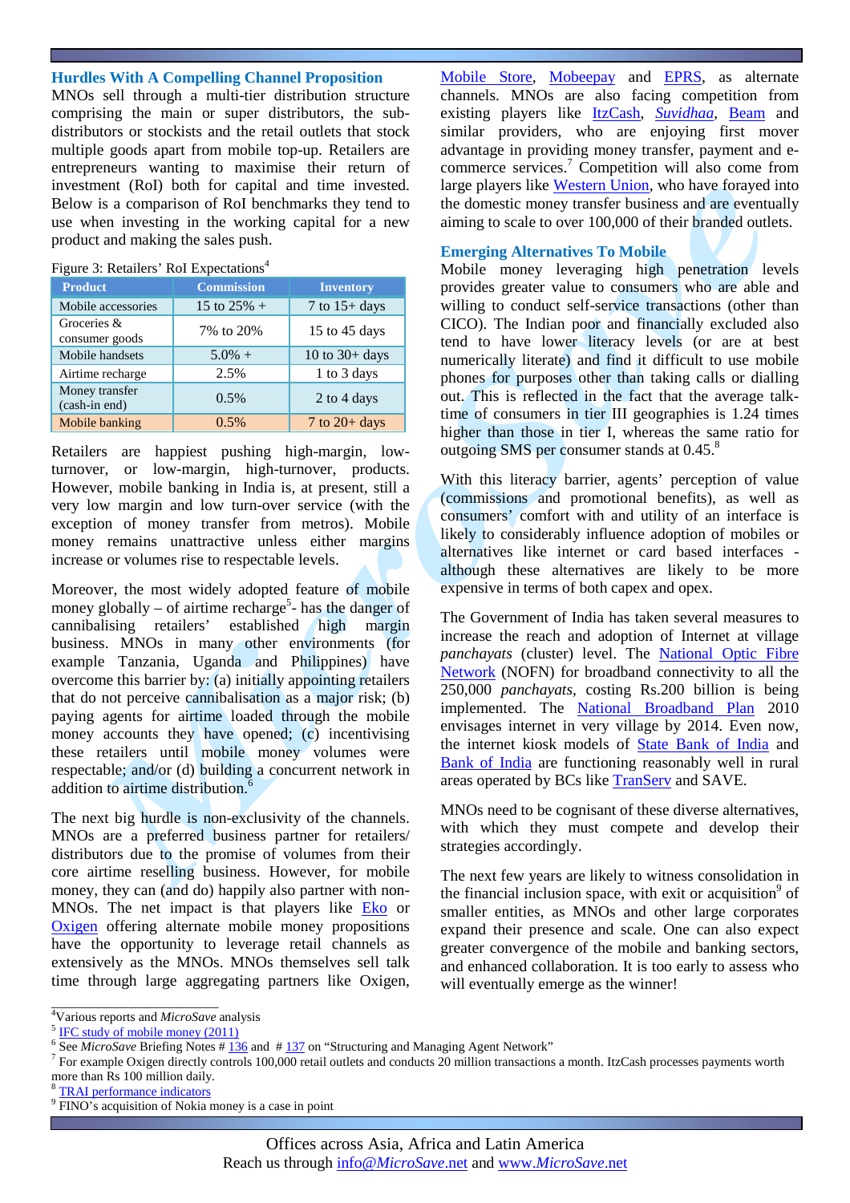## Hurdles With A Compelling Channel Proposition

MNOs sell through a multi-tier distribution structure comprising the main or super distributors, the sub-distributors or stockists and the retail outlets that stock multiple goods apart from mobile top-up. Retailers are entrepreneurs wanting to maximise their return of investment (RoI) both for capital and time invested. Below is a comparison of RoI benchmarks they tend to use when investing in the working capital for a new product and making the sales push.

Figure 3: Retailers' RoI Expectations[4]

| Product | Commission | Inventory |
|---|---|---|
| Mobile accessories | 15 to 25% + | 7 to 15+ days |
| Groceries & consumer goods | 7% to 20% | 15 to 45 days |
| Mobile handsets | 5.0% + | 10 to 30+ days |
| Airtime recharge | 2.5% | 1 to 3 days |
| Money transfer (cash-in end) | 0.5% | 2 to 4 days |
| Mobile banking | 0.5% | 7 to 20+ days |

Retailers are happiest pushing high-margin, low-turnover, or low-margin, high-turnover, products. However, mobile banking in India is, at present, still a very low margin and low turn-over service (with the exception of money transfer from metros). Mobile money remains unattractive unless either margins increase or volumes rise to respectable levels.

Moreover, the most widely adopted feature of mobile money globally – of airtime recharge[5]- has the danger of cannibalising retailers' established high margin business. MNOs in many other environments (for example Tanzania, Uganda and Philippines) have overcome this barrier by: (a) initially appointing retailers that do not perceive cannibalisation as a major risk; (b) paying agents for airtime loaded through the mobile money accounts they have opened; (c) incentivising these retailers until mobile money volumes were respectable; and/or (d) building a concurrent network in addition to airtime distribution.[6]

The next big hurdle is non-exclusivity of the channels. MNOs are a preferred business partner for retailers/ distributors due to the promise of volumes from their core airtime reselling business. However, for mobile money, they can (and do) happily also partner with non-MNOs. The net impact is that players like Eko or Oxigen offering alternate mobile money propositions have the opportunity to leverage retail channels as extensively as the MNOs. MNOs themselves sell talk time through large aggregating partners like Oxigen, Mobile Store, Mobeepay and EPRS, as alternate channels. MNOs are also facing competition from existing players like ItzCash, *Suvidhaa*, Beam and similar providers, who are enjoying first mover advantage in providing money transfer, payment and e-commerce services.[7] Competition will also come from large players like Western Union, who have forayed into the domestic money transfer business and are eventually aiming to scale to over 100,000 of their branded outlets.

## Emerging Alternatives To Mobile

Mobile money leveraging high penetration levels provides greater value to consumers who are able and willing to conduct self-service transactions (other than CICO). The Indian poor and financially excluded also tend to have lower literacy levels (or are at best numerically literate) and find it difficult to use mobile phones for purposes other than taking calls or dialling out. This is reflected in the fact that the average talk-time of consumers in tier III geographies is 1.24 times higher than those in tier I, whereas the same ratio for outgoing SMS per consumer stands at 0.45.[8]

With this literacy barrier, agents' perception of value (commissions and promotional benefits), as well as consumers' comfort with and utility of an interface is likely to considerably influence adoption of mobiles or alternatives like internet or card based interfaces - although these alternatives are likely to be more expensive in terms of both capex and opex.

The Government of India has taken several measures to increase the reach and adoption of Internet at village *panchayats* (cluster) level. The National Optic Fibre Network (NOFN) for broadband connectivity to all the 250,000 *panchayats*, costing Rs.200 billion is being implemented. The National Broadband Plan 2010 envisages internet in very village by 2014. Even now, the internet kiosk models of State Bank of India and Bank of India are functioning reasonably well in rural areas operated by BCs like TranServ and SAVE.

MNOs need to be cognisant of these diverse alternatives, with which they must compete and develop their strategies accordingly.

The next few years are likely to witness consolidation in the financial inclusion space, with exit or acquisition[9] of smaller entities, as MNOs and other large corporates expand their presence and scale. One can also expect greater convergence of the mobile and banking sectors, and enhanced collaboration. It is too early to assess who will eventually emerge as the winner!

---

[4] Various reports and *MicroSave* analysis

[5] IFC study of mobile money (2011)

[6] See *MicroSave* Briefing Notes # 136 and # 137 on "Structuring and Managing Agent Network"

[7] For example Oxigen directly controls 100,000 retail outlets and conducts 20 million transactions a month. ItzCash processes payments worth more than Rs 100 million daily.

[8] TRAI performance indicators

[9] FINO's acquisition of Nokia money is a case in point

Offices across Asia, Africa and Latin America
Reach us through info@*MicroSave*.net and www.*MicroSave*.net